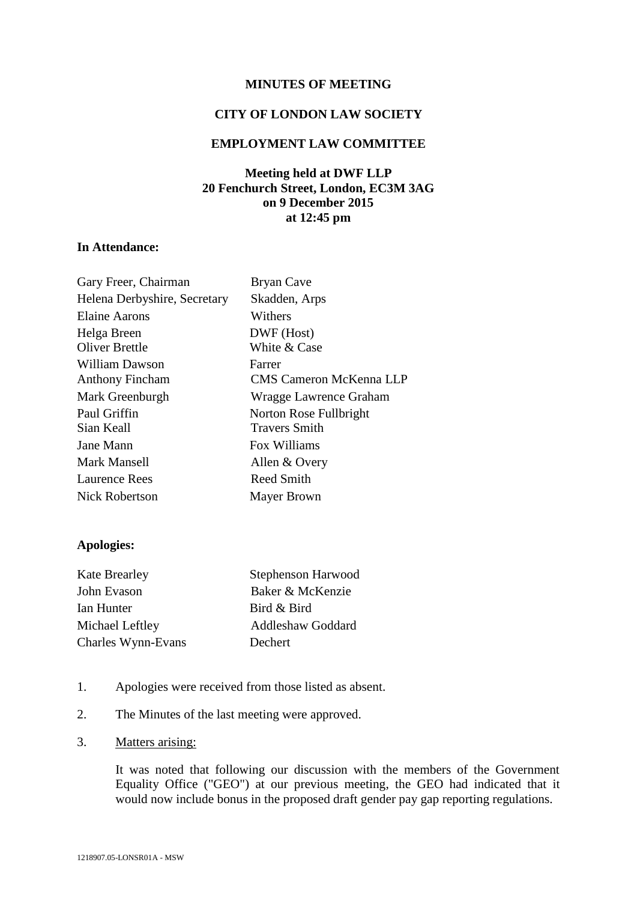# MINUTES OF MEETING

## CITY OF LONDON LAW SOCIETY

## EMPLOYMENT LAW COMMITTEE

**Meeting held at DWF LLP**
**20 Fenchurch Street, London, EC3M 3AG**
**on 9 December 2015**
**at 12:45 pm**

**In Attendance:**

| | |
|---|---|
| Gary Freer, Chairman | Bryan Cave |
| Helena Derbyshire, Secretary | Skadden, Arps |
| Elaine Aarons | Withers |
| Helga Breen | DWF (Host) |
| Oliver Brettle | White & Case |
| William Dawson | Farrer |
| Anthony Fincham | CMS Cameron McKenna LLP |
| Mark Greenburgh | Wragge Lawrence Graham |
| Paul Griffin | Norton Rose Fullbright |
| Sian Keall | Travers Smith |
| Jane Mann | Fox Williams |
| Mark Mansell | Allen & Overy |
| Laurence Rees | Reed Smith |
| Nick Robertson | Mayer Brown |

**Apologies:**

| | |
|---|---|
| Kate Brearley | Stephenson Harwood |
| John Evason | Baker & McKenzie |
| Ian Hunter | Bird & Bird |
| Michael Leftley | Addleshaw Goddard |
| Charles Wynn-Evans | Dechert |

1. Apologies were received from those listed as absent.

2. The Minutes of the last meeting were approved.

3. Matters arising:

   It was noted that following our discussion with the members of the Government Equality Office ("GEO") at our previous meeting, the GEO had indicated that it would now include bonus in the proposed draft gender pay gap reporting regulations.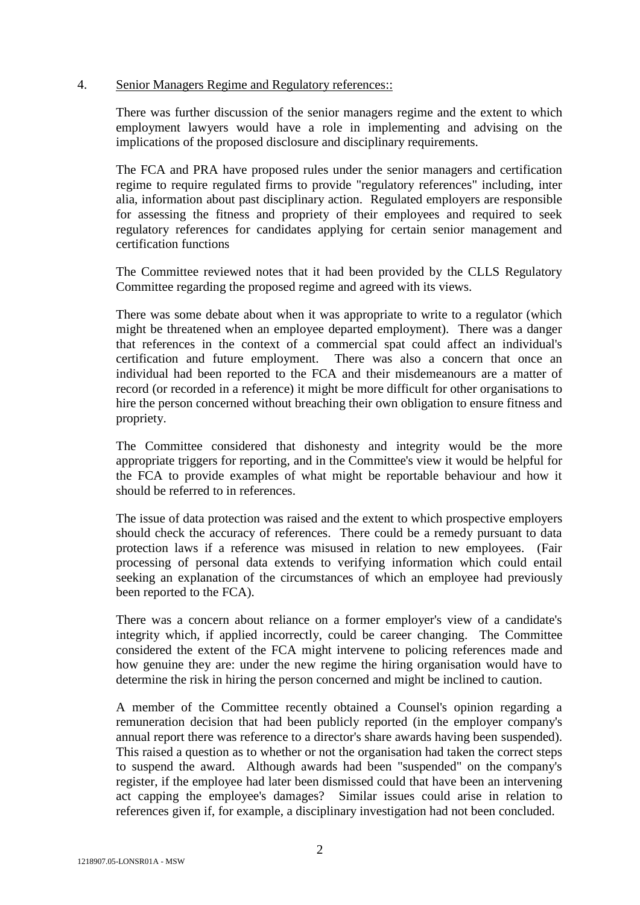4. <u>Senior Managers Regime and Regulatory references::</u>

There was further discussion of the senior managers regime and the extent to which employment lawyers would have a role in implementing and advising on the implications of the proposed disclosure and disciplinary requirements.

The FCA and PRA have proposed rules under the senior managers and certification regime to require regulated firms to provide "regulatory references" including, inter alia, information about past disciplinary action. Regulated employers are responsible for assessing the fitness and propriety of their employees and required to seek regulatory references for candidates applying for certain senior management and certification functions

The Committee reviewed notes that it had been provided by the CLLS Regulatory Committee regarding the proposed regime and agreed with its views.

There was some debate about when it was appropriate to write to a regulator (which might be threatened when an employee departed employment). There was a danger that references in the context of a commercial spat could affect an individual's certification and future employment. There was also a concern that once an individual had been reported to the FCA and their misdemeanours are a matter of record (or recorded in a reference) it might be more difficult for other organisations to hire the person concerned without breaching their own obligation to ensure fitness and propriety.

The Committee considered that dishonesty and integrity would be the more appropriate triggers for reporting, and in the Committee's view it would be helpful for the FCA to provide examples of what might be reportable behaviour and how it should be referred to in references.

The issue of data protection was raised and the extent to which prospective employers should check the accuracy of references. There could be a remedy pursuant to data protection laws if a reference was misused in relation to new employees. (Fair processing of personal data extends to verifying information which could entail seeking an explanation of the circumstances of which an employee had previously been reported to the FCA).

There was a concern about reliance on a former employer's view of a candidate's integrity which, if applied incorrectly, could be career changing. The Committee considered the extent of the FCA might intervene to policing references made and how genuine they are: under the new regime the hiring organisation would have to determine the risk in hiring the person concerned and might be inclined to caution.

A member of the Committee recently obtained a Counsel's opinion regarding a remuneration decision that had been publicly reported (in the employer company's annual report there was reference to a director's share awards having been suspended). This raised a question as to whether or not the organisation had taken the correct steps to suspend the award. Although awards had been "suspended" on the company's register, if the employee had later been dismissed could that have been an intervening act capping the employee's damages? Similar issues could arise in relation to references given if, for example, a disciplinary investigation had not been concluded.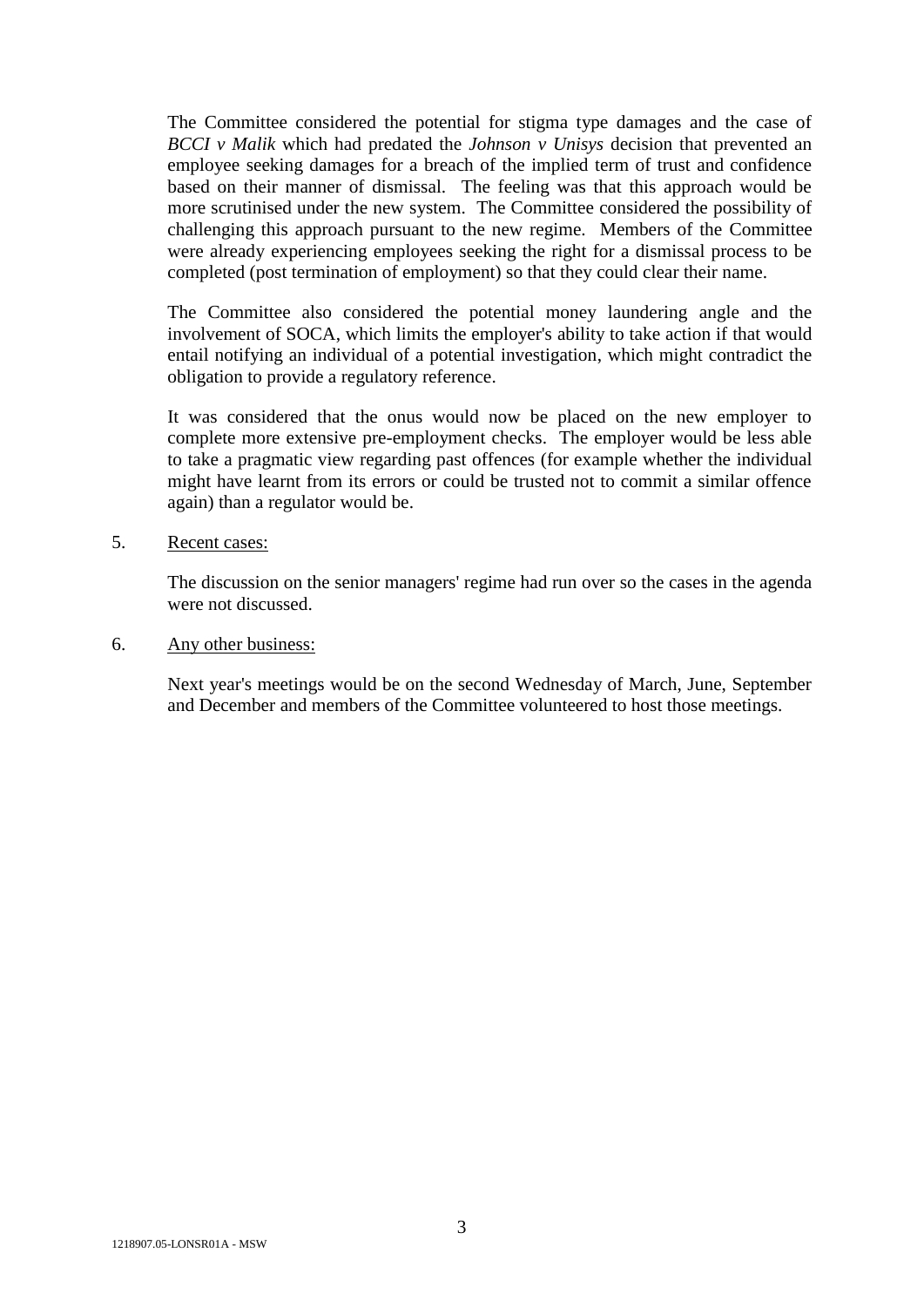The Committee considered the potential for stigma type damages and the case of *BCCI v Malik* which had predated the *Johnson v Unisys* decision that prevented an employee seeking damages for a breach of the implied term of trust and confidence based on their manner of dismissal. The feeling was that this approach would be more scrutinised under the new system. The Committee considered the possibility of challenging this approach pursuant to the new regime. Members of the Committee were already experiencing employees seeking the right for a dismissal process to be completed (post termination of employment) so that they could clear their name.

The Committee also considered the potential money laundering angle and the involvement of SOCA, which limits the employer's ability to take action if that would entail notifying an individual of a potential investigation, which might contradict the obligation to provide a regulatory reference.

It was considered that the onus would now be placed on the new employer to complete more extensive pre-employment checks. The employer would be less able to take a pragmatic view regarding past offences (for example whether the individual might have learnt from its errors or could be trusted not to commit a similar offence again) than a regulator would be.

5. <u>Recent cases:</u>

The discussion on the senior managers' regime had run over so the cases in the agenda were not discussed.

6. <u>Any other business:</u>

Next year's meetings would be on the second Wednesday of March, June, September and December and members of the Committee volunteered to host those meetings.